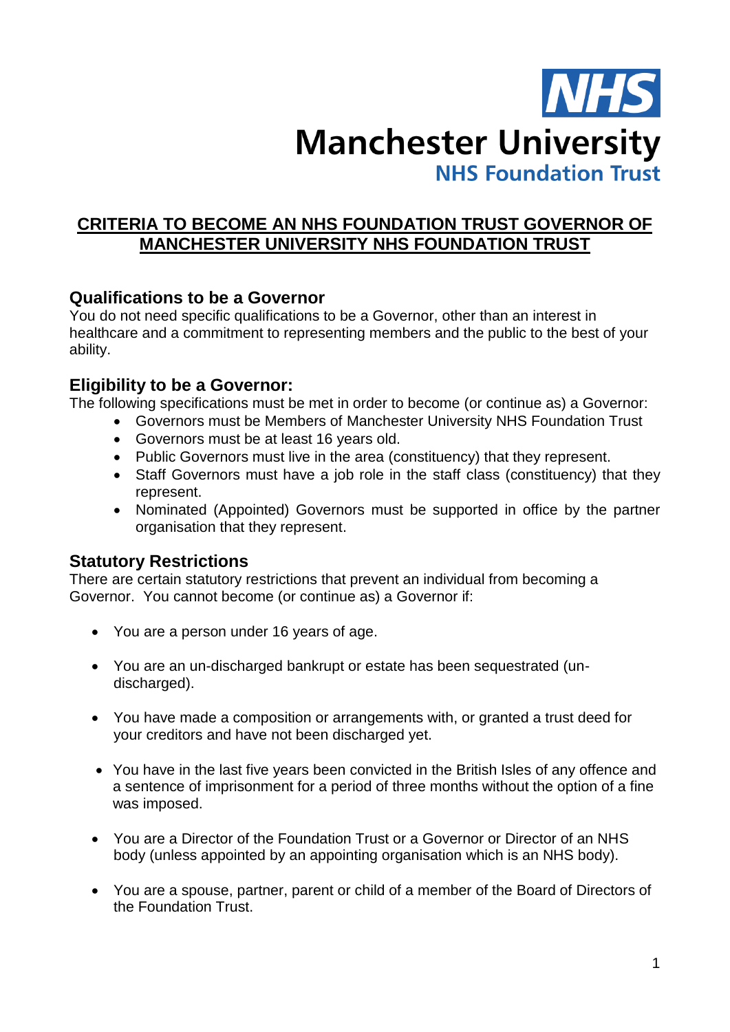NHS
Manchester University
NHS Foundation Trust

# CRITERIA TO BECOME AN NHS FOUNDATION TRUST GOVERNOR OF MANCHESTER UNIVERSITY NHS FOUNDATION TRUST

## Qualifications to be a Governor

You do not need specific qualifications to be a Governor, other than an interest in healthcare and a commitment to representing members and the public to the best of your ability.

## Eligibility to be a Governor:

The following specifications must be met in order to become (or continue as) a Governor:

- Governors must be Members of Manchester University NHS Foundation Trust
- Governors must be at least 16 years old.
- Public Governors must live in the area (constituency) that they represent.
- Staff Governors must have a job role in the staff class (constituency) that they represent.
- Nominated (Appointed) Governors must be supported in office by the partner organisation that they represent.

## Statutory Restrictions

There are certain statutory restrictions that prevent an individual from becoming a Governor. You cannot become (or continue as) a Governor if:

- You are a person under 16 years of age.
- You are an un-discharged bankrupt or estate has been sequestrated (un-discharged).
- You have made a composition or arrangements with, or granted a trust deed for your creditors and have not been discharged yet.
- You have in the last five years been convicted in the British Isles of any offence and a sentence of imprisonment for a period of three months without the option of a fine was imposed.
- You are a Director of the Foundation Trust or a Governor or Director of an NHS body (unless appointed by an appointing organisation which is an NHS body).
- You are a spouse, partner, parent or child of a member of the Board of Directors of the Foundation Trust.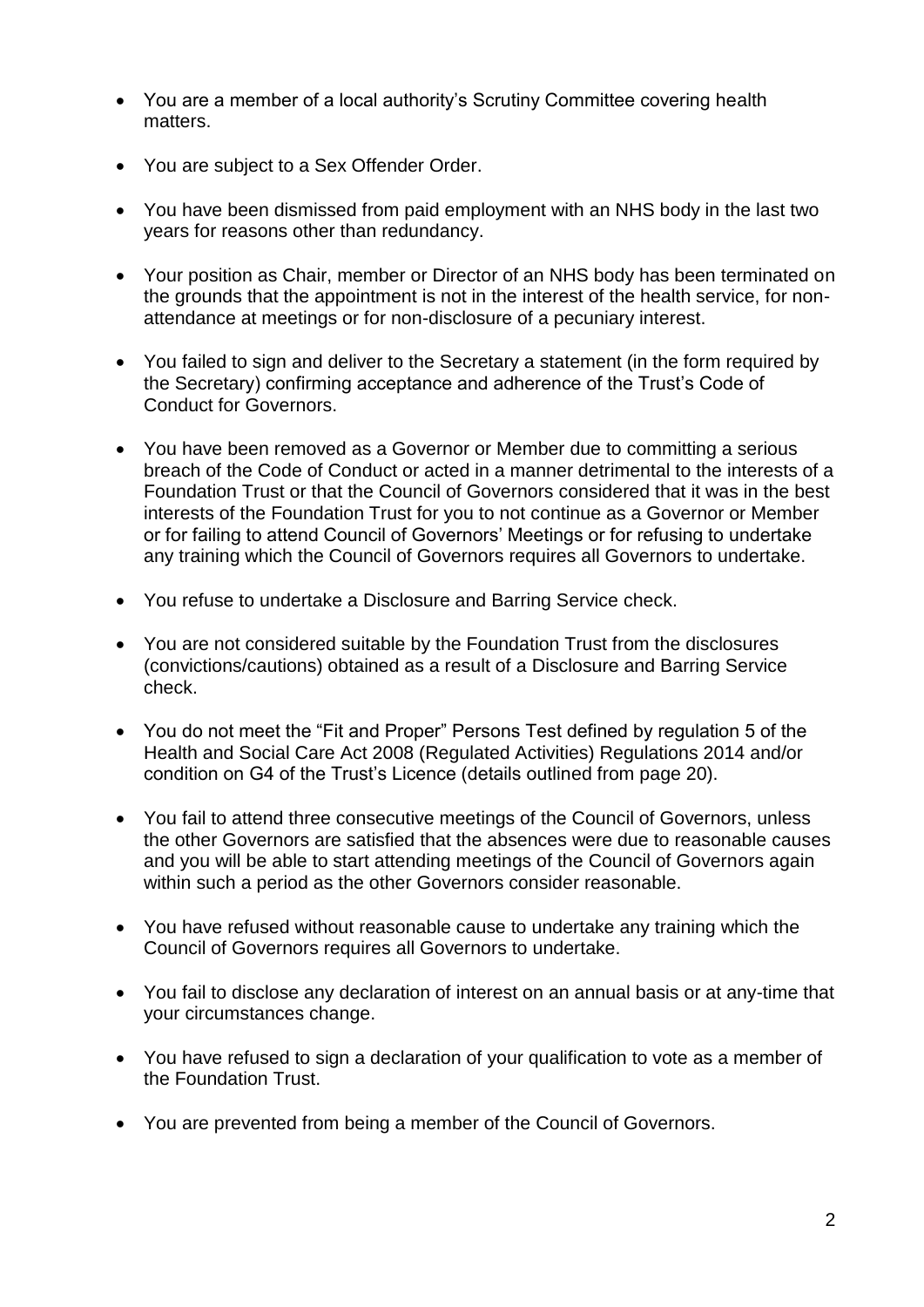- You are a member of a local authority's Scrutiny Committee covering health matters.
- You are subject to a Sex Offender Order.
- You have been dismissed from paid employment with an NHS body in the last two years for reasons other than redundancy.
- Your position as Chair, member or Director of an NHS body has been terminated on the grounds that the appointment is not in the interest of the health service, for non-attendance at meetings or for non-disclosure of a pecuniary interest.
- You failed to sign and deliver to the Secretary a statement (in the form required by the Secretary) confirming acceptance and adherence of the Trust's Code of Conduct for Governors.
- You have been removed as a Governor or Member due to committing a serious breach of the Code of Conduct or acted in a manner detrimental to the interests of a Foundation Trust or that the Council of Governors considered that it was in the best interests of the Foundation Trust for you to not continue as a Governor or Member or for failing to attend Council of Governors' Meetings or for refusing to undertake any training which the Council of Governors requires all Governors to undertake.
- You refuse to undertake a Disclosure and Barring Service check.
- You are not considered suitable by the Foundation Trust from the disclosures (convictions/cautions) obtained as a result of a Disclosure and Barring Service check.
- You do not meet the "Fit and Proper" Persons Test defined by regulation 5 of the Health and Social Care Act 2008 (Regulated Activities) Regulations 2014 and/or condition on G4 of the Trust's Licence (details outlined from page 20).
- You fail to attend three consecutive meetings of the Council of Governors, unless the other Governors are satisfied that the absences were due to reasonable causes and you will be able to start attending meetings of the Council of Governors again within such a period as the other Governors consider reasonable.
- You have refused without reasonable cause to undertake any training which the Council of Governors requires all Governors to undertake.
- You fail to disclose any declaration of interest on an annual basis or at any-time that your circumstances change.
- You have refused to sign a declaration of your qualification to vote as a member of the Foundation Trust.
- You are prevented from being a member of the Council of Governors.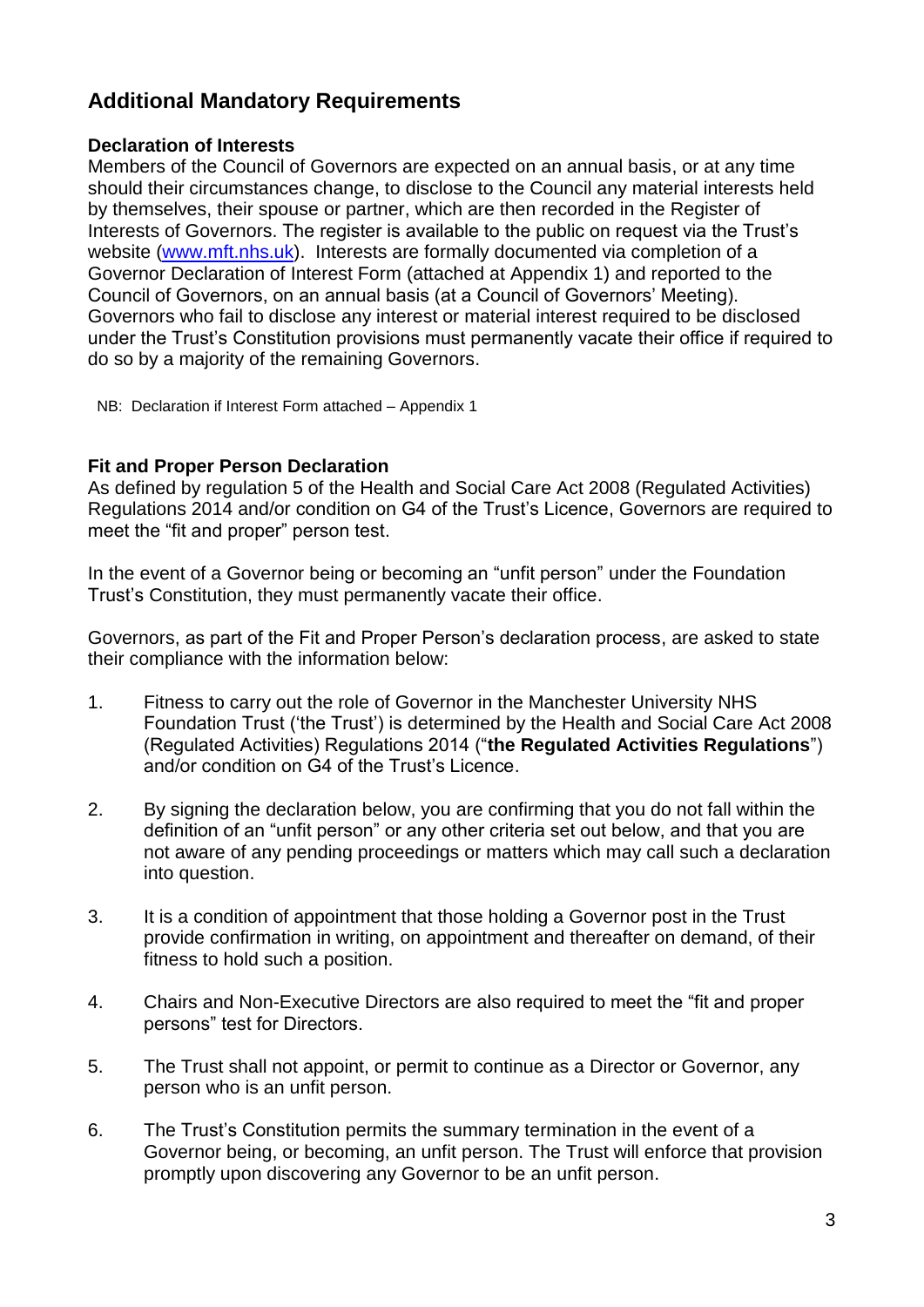## Additional Mandatory Requirements

**Declaration of Interests**

Members of the Council of Governors are expected on an annual basis, or at any time should their circumstances change, to disclose to the Council any material interests held by themselves, their spouse or partner, which are then recorded in the Register of Interests of Governors. The register is available to the public on request via the Trust's website (www.mft.nhs.uk). Interests are formally documented via completion of a Governor Declaration of Interest Form (attached at Appendix 1) and reported to the Council of Governors, on an annual basis (at a Council of Governors' Meeting). Governors who fail to disclose any interest or material interest required to be disclosed under the Trust's Constitution provisions must permanently vacate their office if required to do so by a majority of the remaining Governors.

NB: Declaration if Interest Form attached – Appendix 1

**Fit and Proper Person Declaration**

As defined by regulation 5 of the Health and Social Care Act 2008 (Regulated Activities) Regulations 2014 and/or condition on G4 of the Trust's Licence, Governors are required to meet the "fit and proper" person test.

In the event of a Governor being or becoming an "unfit person" under the Foundation Trust's Constitution, they must permanently vacate their office.

Governors, as part of the Fit and Proper Person's declaration process, are asked to state their compliance with the information below:

1. Fitness to carry out the role of Governor in the Manchester University NHS Foundation Trust ('the Trust') is determined by the Health and Social Care Act 2008 (Regulated Activities) Regulations 2014 ("**the Regulated Activities Regulations**") and/or condition on G4 of the Trust's Licence.
2. By signing the declaration below, you are confirming that you do not fall within the definition of an "unfit person" or any other criteria set out below, and that you are not aware of any pending proceedings or matters which may call such a declaration into question.
3. It is a condition of appointment that those holding a Governor post in the Trust provide confirmation in writing, on appointment and thereafter on demand, of their fitness to hold such a position.
4. Chairs and Non-Executive Directors are also required to meet the "fit and proper persons" test for Directors.
5. The Trust shall not appoint, or permit to continue as a Director or Governor, any person who is an unfit person.
6. The Trust's Constitution permits the summary termination in the event of a Governor being, or becoming, an unfit person. The Trust will enforce that provision promptly upon discovering any Governor to be an unfit person.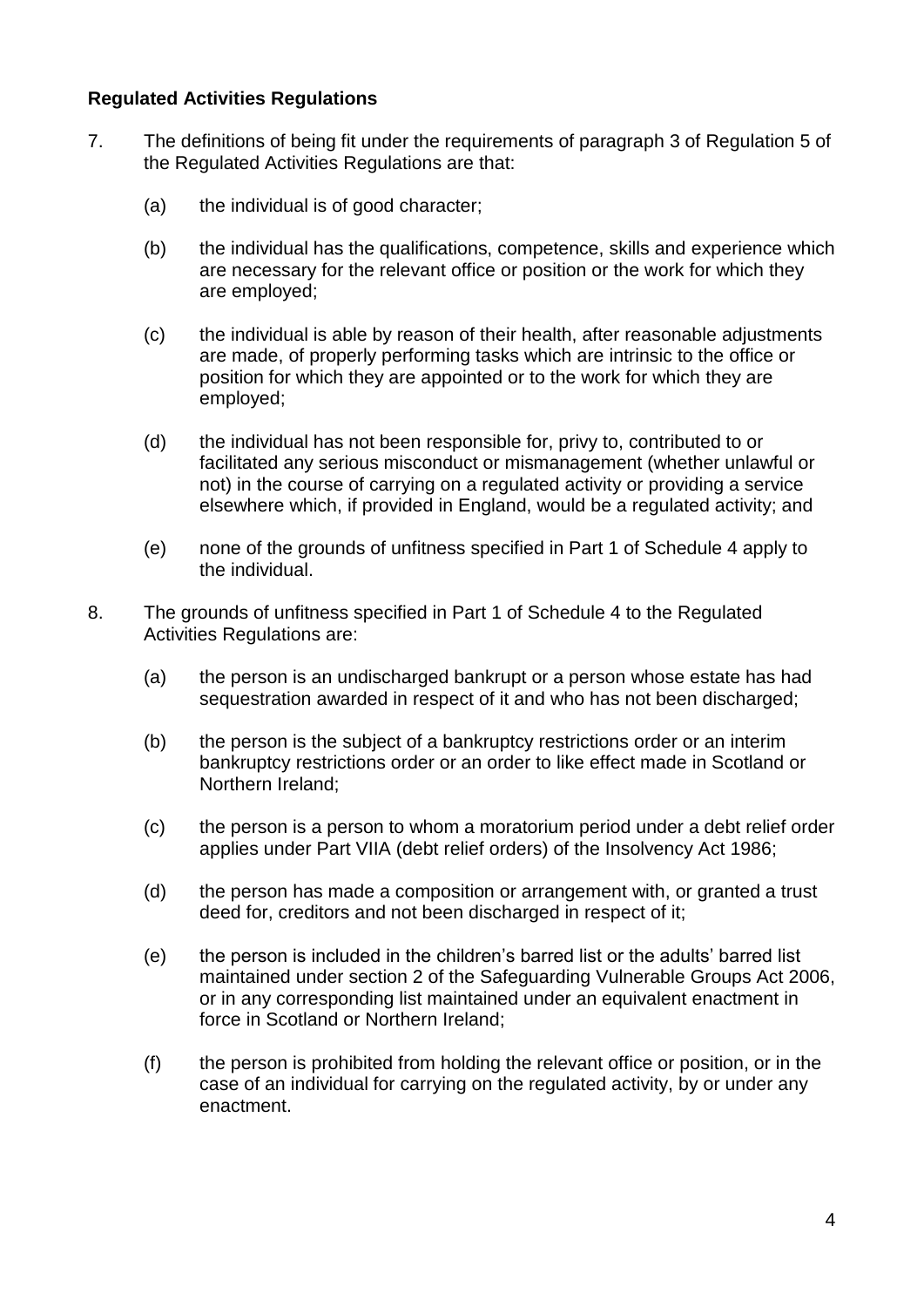**Regulated Activities Regulations**

7. The definitions of being fit under the requirements of paragraph 3 of Regulation 5 of the Regulated Activities Regulations are that:

   (a) the individual is of good character;

   (b) the individual has the qualifications, competence, skills and experience which are necessary for the relevant office or position or the work for which they are employed;

   (c) the individual is able by reason of their health, after reasonable adjustments are made, of properly performing tasks which are intrinsic to the office or position for which they are appointed or to the work for which they are employed;

   (d) the individual has not been responsible for, privy to, contributed to or facilitated any serious misconduct or mismanagement (whether unlawful or not) in the course of carrying on a regulated activity or providing a service elsewhere which, if provided in England, would be a regulated activity; and

   (e) none of the grounds of unfitness specified in Part 1 of Schedule 4 apply to the individual.

8. The grounds of unfitness specified in Part 1 of Schedule 4 to the Regulated Activities Regulations are:

   (a) the person is an undischarged bankrupt or a person whose estate has had sequestration awarded in respect of it and who has not been discharged;

   (b) the person is the subject of a bankruptcy restrictions order or an interim bankruptcy restrictions order or an order to like effect made in Scotland or Northern Ireland;

   (c) the person is a person to whom a moratorium period under a debt relief order applies under Part VIIA (debt relief orders) of the Insolvency Act 1986;

   (d) the person has made a composition or arrangement with, or granted a trust deed for, creditors and not been discharged in respect of it;

   (e) the person is included in the children's barred list or the adults' barred list maintained under section 2 of the Safeguarding Vulnerable Groups Act 2006, or in any corresponding list maintained under an equivalent enactment in force in Scotland or Northern Ireland;

   (f) the person is prohibited from holding the relevant office or position, or in the case of an individual for carrying on the regulated activity, by or under any enactment.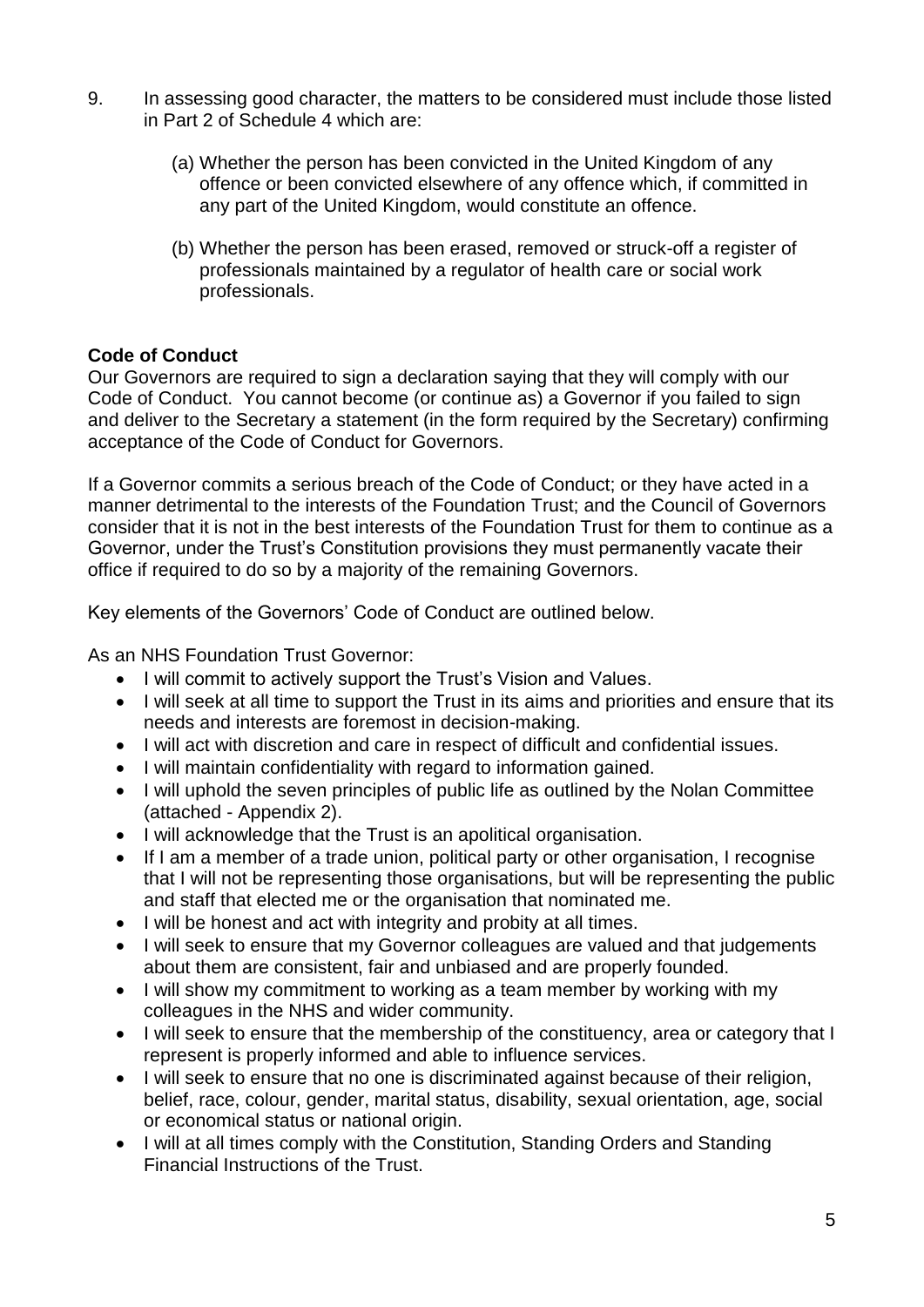9. In assessing good character, the matters to be considered must include those listed in Part 2 of Schedule 4 which are:

   (a) Whether the person has been convicted in the United Kingdom of any offence or been convicted elsewhere of any offence which, if committed in any part of the United Kingdom, would constitute an offence.

   (b) Whether the person has been erased, removed or struck-off a register of professionals maintained by a regulator of health care or social work professionals.

**Code of Conduct**

Our Governors are required to sign a declaration saying that they will comply with our Code of Conduct. You cannot become (or continue as) a Governor if you failed to sign and deliver to the Secretary a statement (in the form required by the Secretary) confirming acceptance of the Code of Conduct for Governors.

If a Governor commits a serious breach of the Code of Conduct; or they have acted in a manner detrimental to the interests of the Foundation Trust; and the Council of Governors consider that it is not in the best interests of the Foundation Trust for them to continue as a Governor, under the Trust's Constitution provisions they must permanently vacate their office if required to do so by a majority of the remaining Governors.

Key elements of the Governors' Code of Conduct are outlined below.

As an NHS Foundation Trust Governor:

- I will commit to actively support the Trust's Vision and Values.
- I will seek at all time to support the Trust in its aims and priorities and ensure that its needs and interests are foremost in decision-making.
- I will act with discretion and care in respect of difficult and confidential issues.
- I will maintain confidentiality with regard to information gained.
- I will uphold the seven principles of public life as outlined by the Nolan Committee (attached - Appendix 2).
- I will acknowledge that the Trust is an apolitical organisation.
- If I am a member of a trade union, political party or other organisation, I recognise that I will not be representing those organisations, but will be representing the public and staff that elected me or the organisation that nominated me.
- I will be honest and act with integrity and probity at all times.
- I will seek to ensure that my Governor colleagues are valued and that judgements about them are consistent, fair and unbiased and are properly founded.
- I will show my commitment to working as a team member by working with my colleagues in the NHS and wider community.
- I will seek to ensure that the membership of the constituency, area or category that I represent is properly informed and able to influence services.
- I will seek to ensure that no one is discriminated against because of their religion, belief, race, colour, gender, marital status, disability, sexual orientation, age, social or economical status or national origin.
- I will at all times comply with the Constitution, Standing Orders and Standing Financial Instructions of the Trust.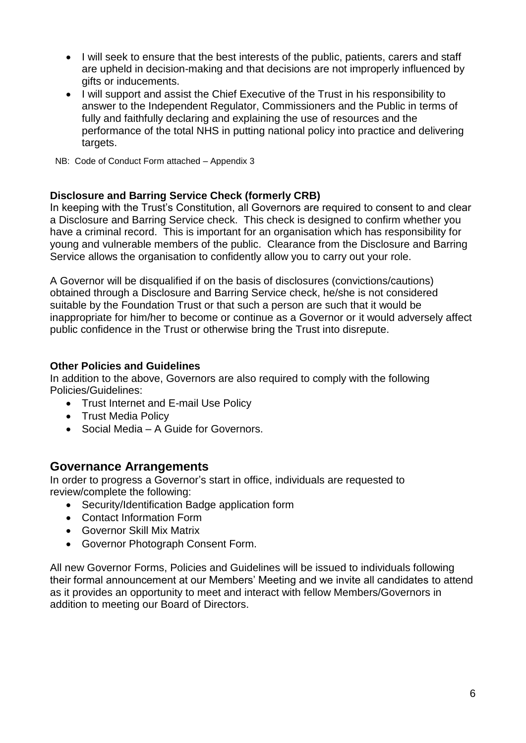- I will seek to ensure that the best interests of the public, patients, carers and staff are upheld in decision-making and that decisions are not improperly influenced by gifts or inducements.
- I will support and assist the Chief Executive of the Trust in his responsibility to answer to the Independent Regulator, Commissioners and the Public in terms of fully and faithfully declaring and explaining the use of resources and the performance of the total NHS in putting national policy into practice and delivering targets.

NB: Code of Conduct Form attached – Appendix 3

**Disclosure and Barring Service Check (formerly CRB)**

In keeping with the Trust's Constitution, all Governors are required to consent to and clear a Disclosure and Barring Service check. This check is designed to confirm whether you have a criminal record. This is important for an organisation which has responsibility for young and vulnerable members of the public. Clearance from the Disclosure and Barring Service allows the organisation to confidently allow you to carry out your role.

A Governor will be disqualified if on the basis of disclosures (convictions/cautions) obtained through a Disclosure and Barring Service check, he/she is not considered suitable by the Foundation Trust or that such a person are such that it would be inappropriate for him/her to become or continue as a Governor or it would adversely affect public confidence in the Trust or otherwise bring the Trust into disrepute.

**Other Policies and Guidelines**

In addition to the above, Governors are also required to comply with the following Policies/Guidelines:

- Trust Internet and E-mail Use Policy
- Trust Media Policy
- Social Media – A Guide for Governors.

## Governance Arrangements

In order to progress a Governor's start in office, individuals are requested to review/complete the following:

- Security/Identification Badge application form
- Contact Information Form
- Governor Skill Mix Matrix
- Governor Photograph Consent Form.

All new Governor Forms, Policies and Guidelines will be issued to individuals following their formal announcement at our Members' Meeting and we invite all candidates to attend as it provides an opportunity to meet and interact with fellow Members/Governors in addition to meeting our Board of Directors.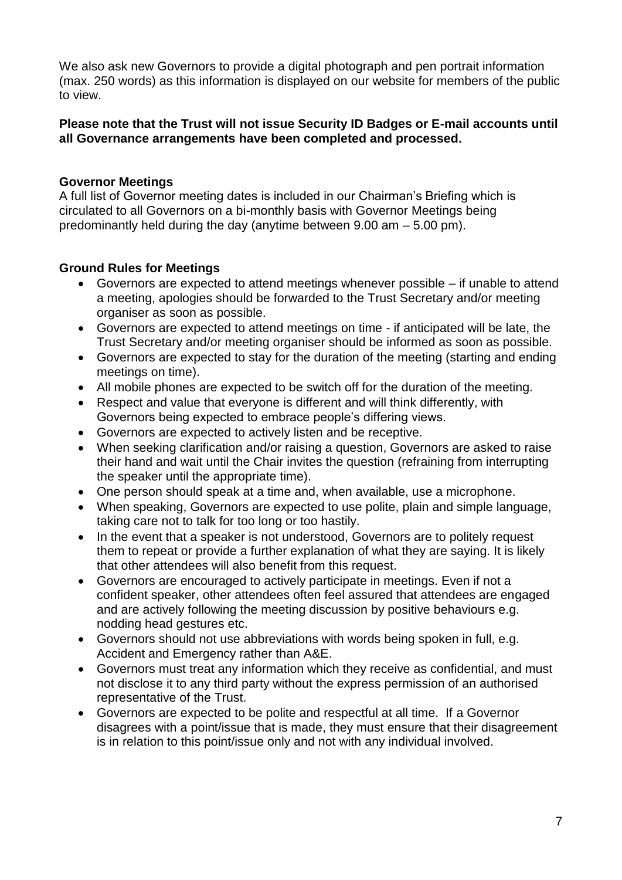We also ask new Governors to provide a digital photograph and pen portrait information (max. 250 words) as this information is displayed on our website for members of the public to view.

**Please note that the Trust will not issue Security ID Badges or E-mail accounts until all Governance arrangements have been completed and processed.**

**Governor Meetings**

A full list of Governor meeting dates is included in our Chairman's Briefing which is circulated to all Governors on a bi-monthly basis with Governor Meetings being predominantly held during the day (anytime between 9.00 am – 5.00 pm).

**Ground Rules for Meetings**

- Governors are expected to attend meetings whenever possible – if unable to attend a meeting, apologies should be forwarded to the Trust Secretary and/or meeting organiser as soon as possible.
- Governors are expected to attend meetings on time - if anticipated will be late, the Trust Secretary and/or meeting organiser should be informed as soon as possible.
- Governors are expected to stay for the duration of the meeting (starting and ending meetings on time).
- All mobile phones are expected to be switch off for the duration of the meeting.
- Respect and value that everyone is different and will think differently, with Governors being expected to embrace people's differing views.
- Governors are expected to actively listen and be receptive.
- When seeking clarification and/or raising a question, Governors are asked to raise their hand and wait until the Chair invites the question (refraining from interrupting the speaker until the appropriate time).
- One person should speak at a time and, when available, use a microphone.
- When speaking, Governors are expected to use polite, plain and simple language, taking care not to talk for too long or too hastily.
- In the event that a speaker is not understood, Governors are to politely request them to repeat or provide a further explanation of what they are saying. It is likely that other attendees will also benefit from this request.
- Governors are encouraged to actively participate in meetings. Even if not a confident speaker, other attendees often feel assured that attendees are engaged and are actively following the meeting discussion by positive behaviours e.g. nodding head gestures etc.
- Governors should not use abbreviations with words being spoken in full, e.g. Accident and Emergency rather than A&E.
- Governors must treat any information which they receive as confidential, and must not disclose it to any third party without the express permission of an authorised representative of the Trust.
- Governors are expected to be polite and respectful at all time. If a Governor disagrees with a point/issue that is made, they must ensure that their disagreement is in relation to this point/issue only and not with any individual involved.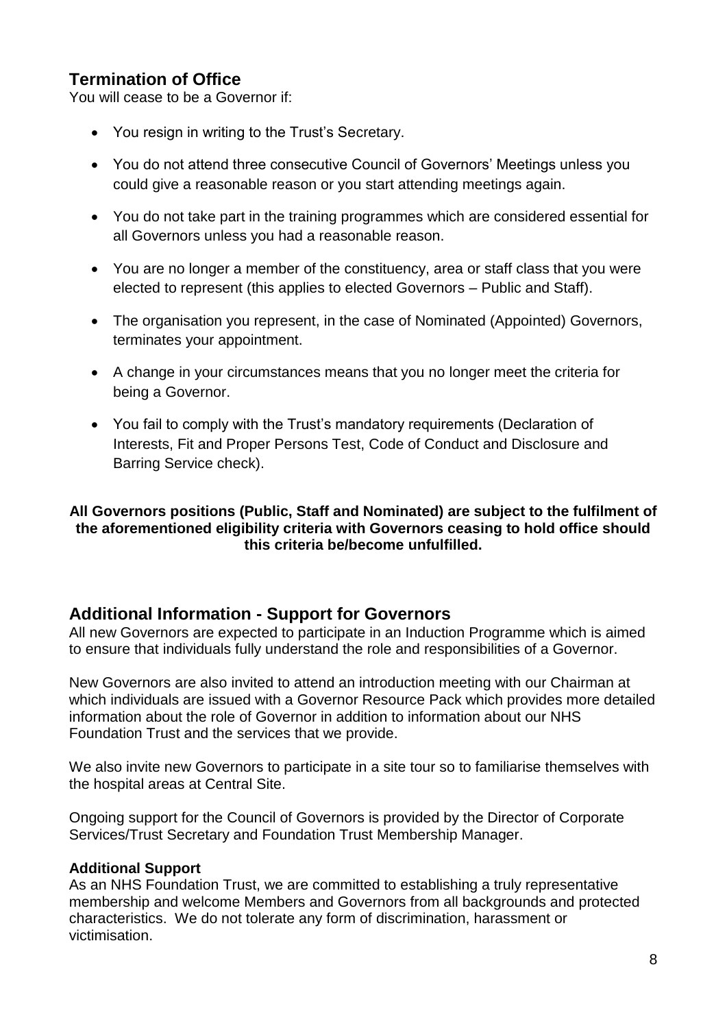## Termination of Office

You will cease to be a Governor if:

- You resign in writing to the Trust's Secretary.
- You do not attend three consecutive Council of Governors' Meetings unless you could give a reasonable reason or you start attending meetings again.
- You do not take part in the training programmes which are considered essential for all Governors unless you had a reasonable reason.
- You are no longer a member of the constituency, area or staff class that you were elected to represent (this applies to elected Governors – Public and Staff).
- The organisation you represent, in the case of Nominated (Appointed) Governors, terminates your appointment.
- A change in your circumstances means that you no longer meet the criteria for being a Governor.
- You fail to comply with the Trust's mandatory requirements (Declaration of Interests, Fit and Proper Persons Test, Code of Conduct and Disclosure and Barring Service check).

**All Governors positions (Public, Staff and Nominated) are subject to the fulfilment of the aforementioned eligibility criteria with Governors ceasing to hold office should this criteria be/become unfulfilled.**

## Additional Information - Support for Governors

All new Governors are expected to participate in an Induction Programme which is aimed to ensure that individuals fully understand the role and responsibilities of a Governor.

New Governors are also invited to attend an introduction meeting with our Chairman at which individuals are issued with a Governor Resource Pack which provides more detailed information about the role of Governor in addition to information about our NHS Foundation Trust and the services that we provide.

We also invite new Governors to participate in a site tour so to familiarise themselves with the hospital areas at Central Site.

Ongoing support for the Council of Governors is provided by the Director of Corporate Services/Trust Secretary and Foundation Trust Membership Manager.

**Additional Support**

As an NHS Foundation Trust, we are committed to establishing a truly representative membership and welcome Members and Governors from all backgrounds and protected characteristics. We do not tolerate any form of discrimination, harassment or victimisation.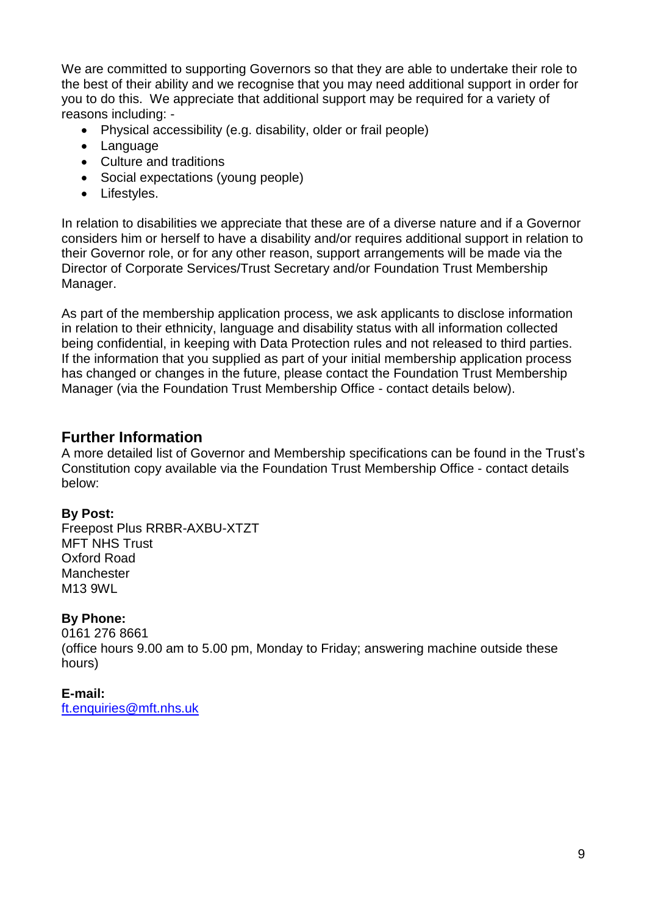We are committed to supporting Governors so that they are able to undertake their role to the best of their ability and we recognise that you may need additional support in order for you to do this. We appreciate that additional support may be required for a variety of reasons including: -

- Physical accessibility (e.g. disability, older or frail people)
- Language
- Culture and traditions
- Social expectations (young people)
- Lifestyles.

In relation to disabilities we appreciate that these are of a diverse nature and if a Governor considers him or herself to have a disability and/or requires additional support in relation to their Governor role, or for any other reason, support arrangements will be made via the Director of Corporate Services/Trust Secretary and/or Foundation Trust Membership Manager.

As part of the membership application process, we ask applicants to disclose information in relation to their ethnicity, language and disability status with all information collected being confidential, in keeping with Data Protection rules and not released to third parties. If the information that you supplied as part of your initial membership application process has changed or changes in the future, please contact the Foundation Trust Membership Manager (via the Foundation Trust Membership Office - contact details below).

## Further Information

A more detailed list of Governor and Membership specifications can be found in the Trust's Constitution copy available via the Foundation Trust Membership Office - contact details below:

**By Post:**
Freepost Plus RRBR-AXBU-XTZT
MFT NHS Trust
Oxford Road
Manchester
M13 9WL

**By Phone:**
0161 276 8661
(office hours 9.00 am to 5.00 pm, Monday to Friday; answering machine outside these hours)

**E-mail:**
ft.enquiries@mft.nhs.uk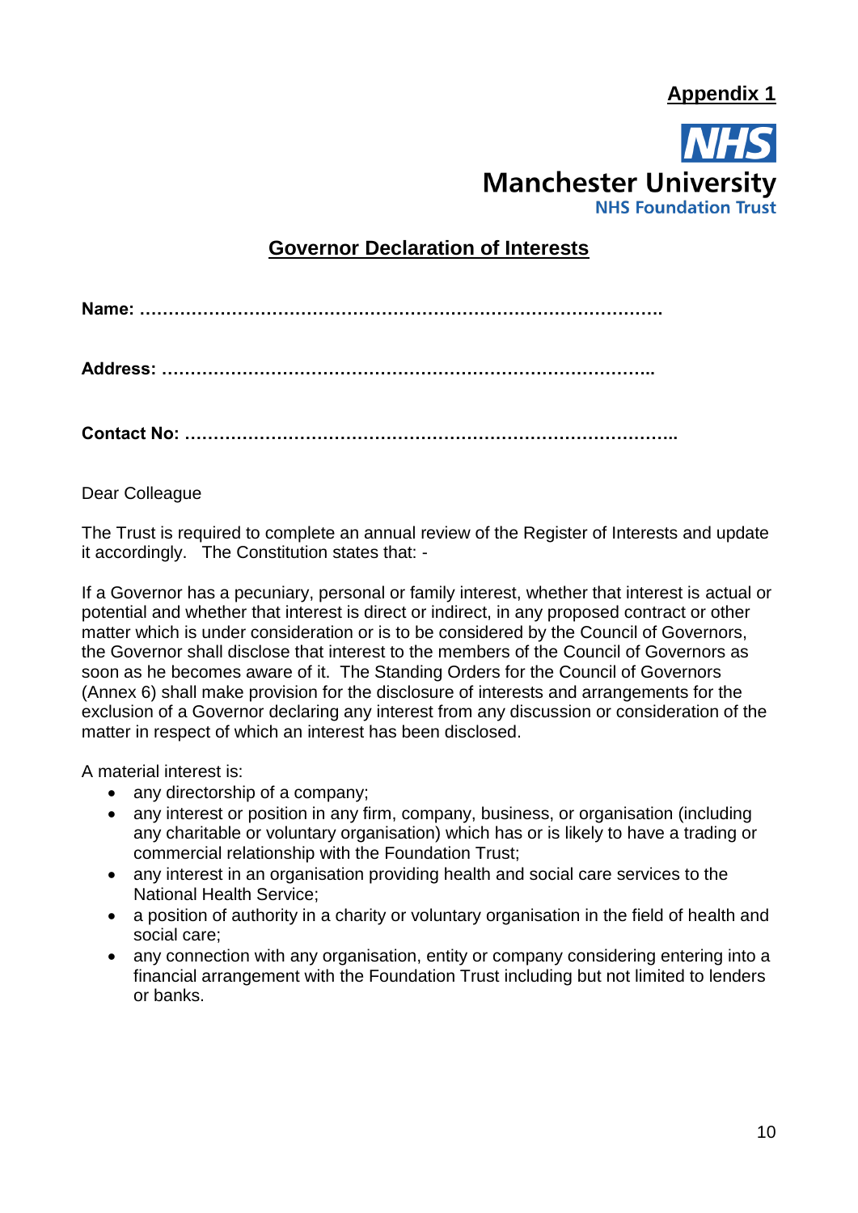**Appendix 1**

**Manchester University**
**NHS Foundation Trust**

## Governor Declaration of Interests

**Name: ……………………………………………………………………………….**

**Address: ………………………………………………………………………….**

**Contact No: ………………………………………………………………………….**

Dear Colleague

The Trust is required to complete an annual review of the Register of Interests and update it accordingly. The Constitution states that: -

If a Governor has a pecuniary, personal or family interest, whether that interest is actual or potential and whether that interest is direct or indirect, in any proposed contract or other matter which is under consideration or is to be considered by the Council of Governors, the Governor shall disclose that interest to the members of the Council of Governors as soon as he becomes aware of it. The Standing Orders for the Council of Governors (Annex 6) shall make provision for the disclosure of interests and arrangements for the exclusion of a Governor declaring any interest from any discussion or consideration of the matter in respect of which an interest has been disclosed.

A material interest is:

- any directorship of a company;
- any interest or position in any firm, company, business, or organisation (including any charitable or voluntary organisation) which has or is likely to have a trading or commercial relationship with the Foundation Trust;
- any interest in an organisation providing health and social care services to the National Health Service;
- a position of authority in a charity or voluntary organisation in the field of health and social care;
- any connection with any organisation, entity or company considering entering into a financial arrangement with the Foundation Trust including but not limited to lenders or banks.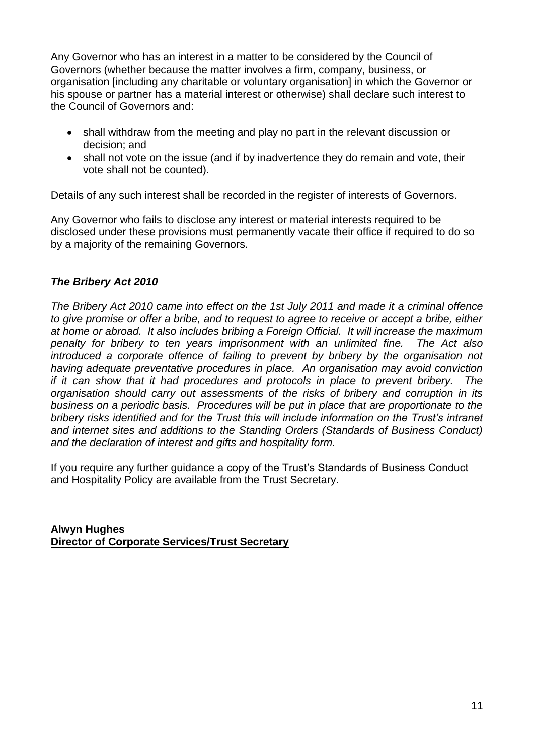Any Governor who has an interest in a matter to be considered by the Council of Governors (whether because the matter involves a firm, company, business, or organisation [including any charitable or voluntary organisation] in which the Governor or his spouse or partner has a material interest or otherwise) shall declare such interest to the Council of Governors and:

- shall withdraw from the meeting and play no part in the relevant discussion or decision; and
- shall not vote on the issue (and if by inadvertence they do remain and vote, their vote shall not be counted).

Details of any such interest shall be recorded in the register of interests of Governors.

Any Governor who fails to disclose any interest or material interests required to be disclosed under these provisions must permanently vacate their office if required to do so by a majority of the remaining Governors.

### *The Bribery Act 2010*

*The Bribery Act 2010 came into effect on the 1st July 2011 and made it a criminal offence to give promise or offer a bribe, and to request to agree to receive or accept a bribe, either at home or abroad. It also includes bribing a Foreign Official. It will increase the maximum penalty for bribery to ten years imprisonment with an unlimited fine. The Act also introduced a corporate offence of failing to prevent by bribery by the organisation not having adequate preventative procedures in place. An organisation may avoid conviction if it can show that it had procedures and protocols in place to prevent bribery. The organisation should carry out assessments of the risks of bribery and corruption in its business on a periodic basis. Procedures will be put in place that are proportionate to the bribery risks identified and for the Trust this will include information on the Trust's intranet and internet sites and additions to the Standing Orders (Standards of Business Conduct) and the declaration of interest and gifts and hospitality form.*

If you require any further guidance a copy of the Trust's Standards of Business Conduct and Hospitality Policy are available from the Trust Secretary.

**Alwyn Hughes**
**Director of Corporate Services/Trust Secretary**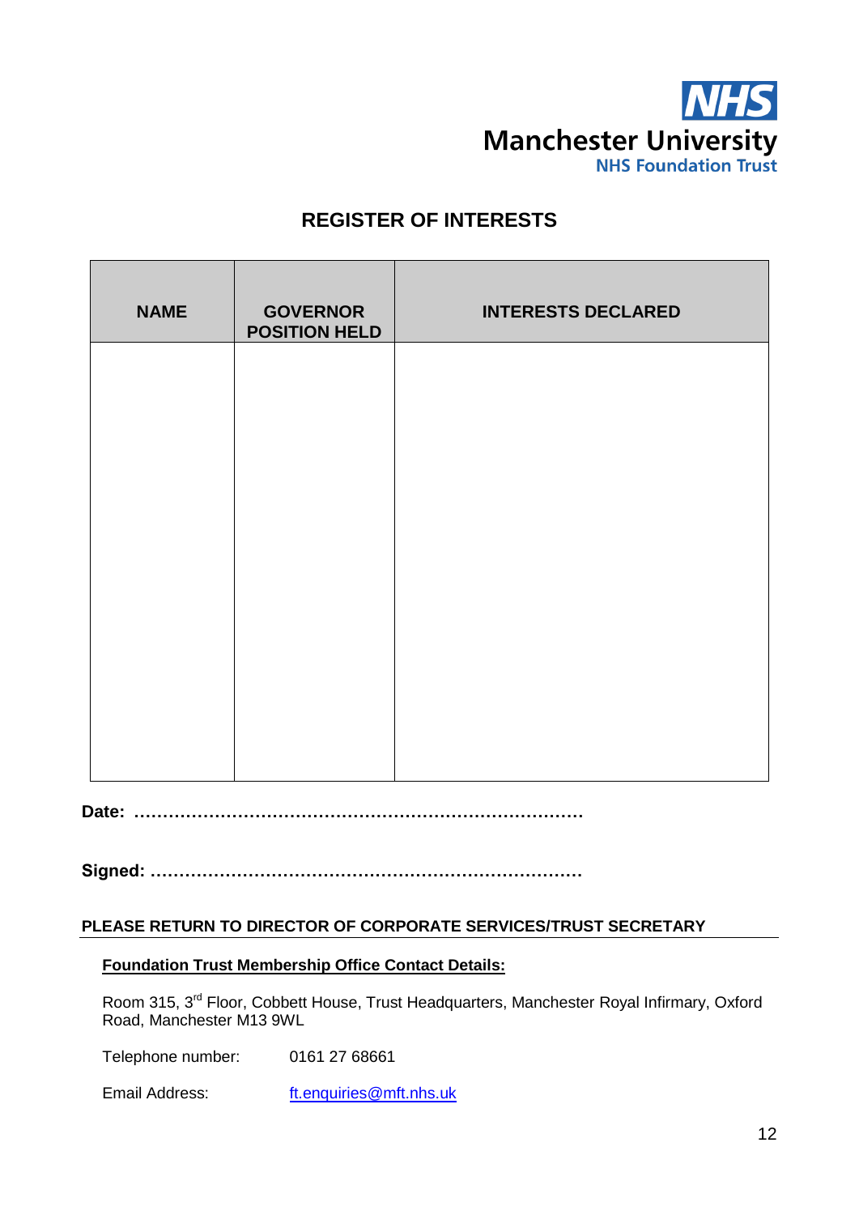**Manchester University NHS Foundation Trust**

# REGISTER OF INTERESTS

| NAME | GOVERNOR POSITION HELD | INTERESTS DECLARED |
| --- | --- | --- |
| | | |

**Date: ……………………………………………………………………**

**Signed: ………………………………………………………………**

**PLEASE RETURN TO DIRECTOR OF CORPORATE SERVICES/TRUST SECRETARY**

**Foundation Trust Membership Office Contact Details:**

Room 315, 3rd Floor, Cobbett House, Trust Headquarters, Manchester Royal Infirmary, Oxford Road, Manchester M13 9WL

Telephone number: 0161 27 68661

Email Address: ft.enquiries@mft.nhs.uk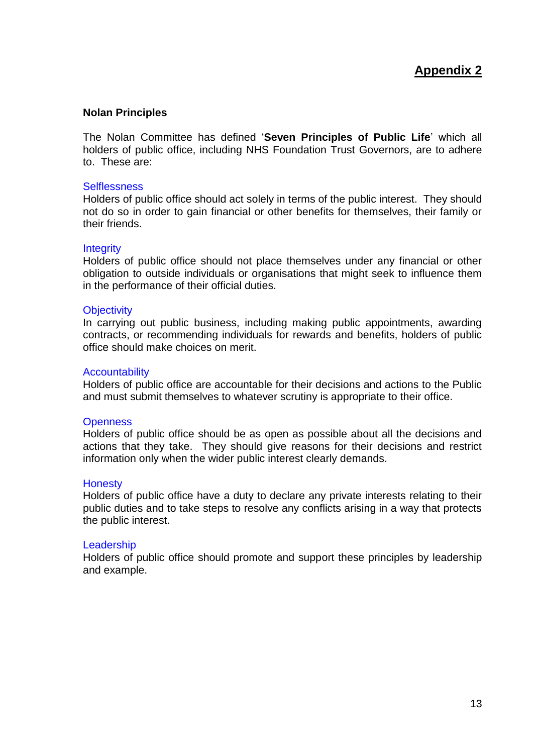# Appendix 2

**Nolan Principles**

The Nolan Committee has defined '**Seven Principles of Public Life**' which all holders of public office, including NHS Foundation Trust Governors, are to adhere to. These are:

### Selflessness

Holders of public office should act solely in terms of the public interest. They should not do so in order to gain financial or other benefits for themselves, their family or their friends.

### Integrity

Holders of public office should not place themselves under any financial or other obligation to outside individuals or organisations that might seek to influence them in the performance of their official duties.

### Objectivity

In carrying out public business, including making public appointments, awarding contracts, or recommending individuals for rewards and benefits, holders of public office should make choices on merit.

### Accountability

Holders of public office are accountable for their decisions and actions to the Public and must submit themselves to whatever scrutiny is appropriate to their office.

### Openness

Holders of public office should be as open as possible about all the decisions and actions that they take. They should give reasons for their decisions and restrict information only when the wider public interest clearly demands.

### Honesty

Holders of public office have a duty to declare any private interests relating to their public duties and to take steps to resolve any conflicts arising in a way that protects the public interest.

### Leadership

Holders of public office should promote and support these principles by leadership and example.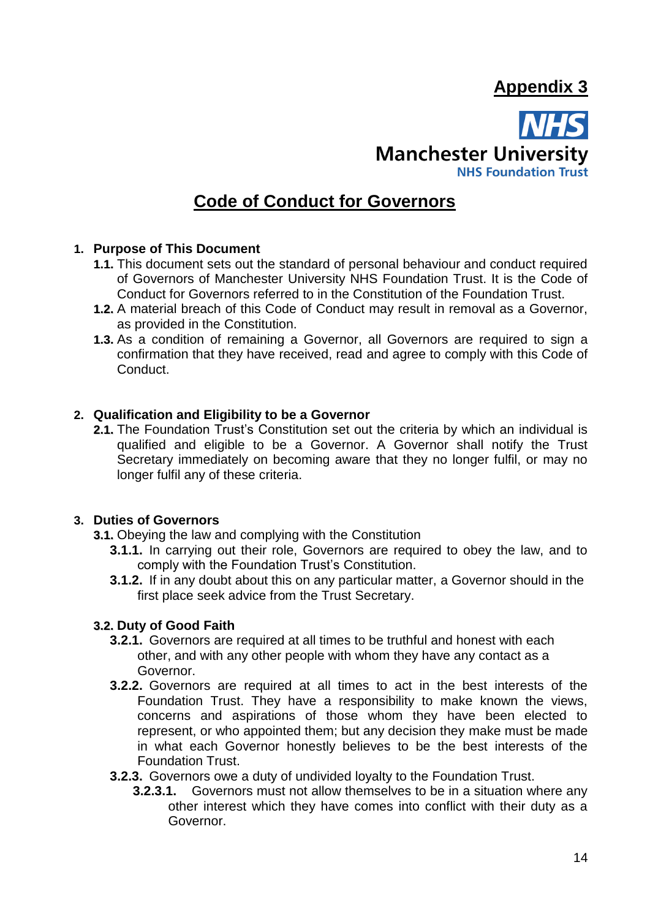**Appendix 3**

**Manchester University**
**NHS Foundation Trust**

# Code of Conduct for Governors

## 1. Purpose of This Document

**1.1.** This document sets out the standard of personal behaviour and conduct required of Governors of Manchester University NHS Foundation Trust. It is the Code of Conduct for Governors referred to in the Constitution of the Foundation Trust.

**1.2.** A material breach of this Code of Conduct may result in removal as a Governor, as provided in the Constitution.

**1.3.** As a condition of remaining a Governor, all Governors are required to sign a confirmation that they have received, read and agree to comply with this Code of Conduct.

## 2. Qualification and Eligibility to be a Governor

**2.1.** The Foundation Trust's Constitution set out the criteria by which an individual is qualified and eligible to be a Governor. A Governor shall notify the Trust Secretary immediately on becoming aware that they no longer fulfil, or may no longer fulfil any of these criteria.

## 3. Duties of Governors

**3.1.** Obeying the law and complying with the Constitution

**3.1.1.** In carrying out their role, Governors are required to obey the law, and to comply with the Foundation Trust's Constitution.

**3.1.2.** If in any doubt about this on any particular matter, a Governor should in the first place seek advice from the Trust Secretary.

### 3.2. Duty of Good Faith

**3.2.1.** Governors are required at all times to be truthful and honest with each other, and with any other people with whom they have any contact as a Governor.

**3.2.2.** Governors are required at all times to act in the best interests of the Foundation Trust. They have a responsibility to make known the views, concerns and aspirations of those whom they have been elected to represent, or who appointed them; but any decision they make must be made in what each Governor honestly believes to be the best interests of the Foundation Trust.

**3.2.3.** Governors owe a duty of undivided loyalty to the Foundation Trust.

**3.2.3.1.** Governors must not allow themselves to be in a situation where any other interest which they have comes into conflict with their duty as a Governor.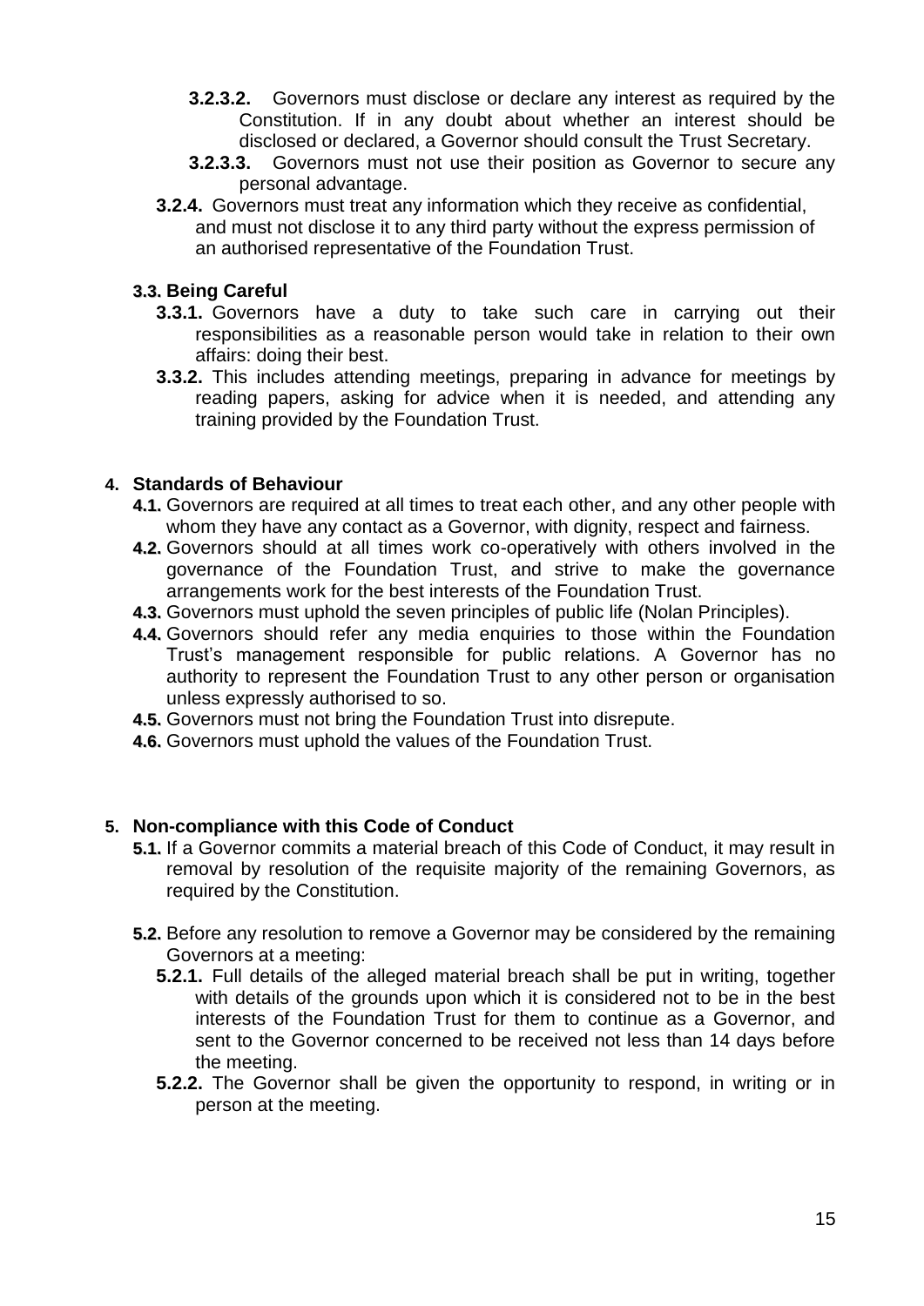**3.2.3.2.** Governors must disclose or declare any interest as required by the Constitution. If in any doubt about whether an interest should be disclosed or declared, a Governor should consult the Trust Secretary.

**3.2.3.3.** Governors must not use their position as Governor to secure any personal advantage.

**3.2.4.** Governors must treat any information which they receive as confidential, and must not disclose it to any third party without the express permission of an authorised representative of the Foundation Trust.

### 3.3. Being Careful

**3.3.1.** Governors have a duty to take such care in carrying out their responsibilities as a reasonable person would take in relation to their own affairs: doing their best.

**3.3.2.** This includes attending meetings, preparing in advance for meetings by reading papers, asking for advice when it is needed, and attending any training provided by the Foundation Trust.

## 4. Standards of Behaviour

**4.1.** Governors are required at all times to treat each other, and any other people with whom they have any contact as a Governor, with dignity, respect and fairness.

**4.2.** Governors should at all times work co-operatively with others involved in the governance of the Foundation Trust, and strive to make the governance arrangements work for the best interests of the Foundation Trust.

**4.3.** Governors must uphold the seven principles of public life (Nolan Principles).

**4.4.** Governors should refer any media enquiries to those within the Foundation Trust's management responsible for public relations. A Governor has no authority to represent the Foundation Trust to any other person or organisation unless expressly authorised to so.

**4.5.** Governors must not bring the Foundation Trust into disrepute.

**4.6.** Governors must uphold the values of the Foundation Trust.

## 5. Non-compliance with this Code of Conduct

**5.1.** If a Governor commits a material breach of this Code of Conduct, it may result in removal by resolution of the requisite majority of the remaining Governors, as required by the Constitution.

**5.2.** Before any resolution to remove a Governor may be considered by the remaining Governors at a meeting:

**5.2.1.** Full details of the alleged material breach shall be put in writing, together with details of the grounds upon which it is considered not to be in the best interests of the Foundation Trust for them to continue as a Governor, and sent to the Governor concerned to be received not less than 14 days before the meeting.

**5.2.2.** The Governor shall be given the opportunity to respond, in writing or in person at the meeting.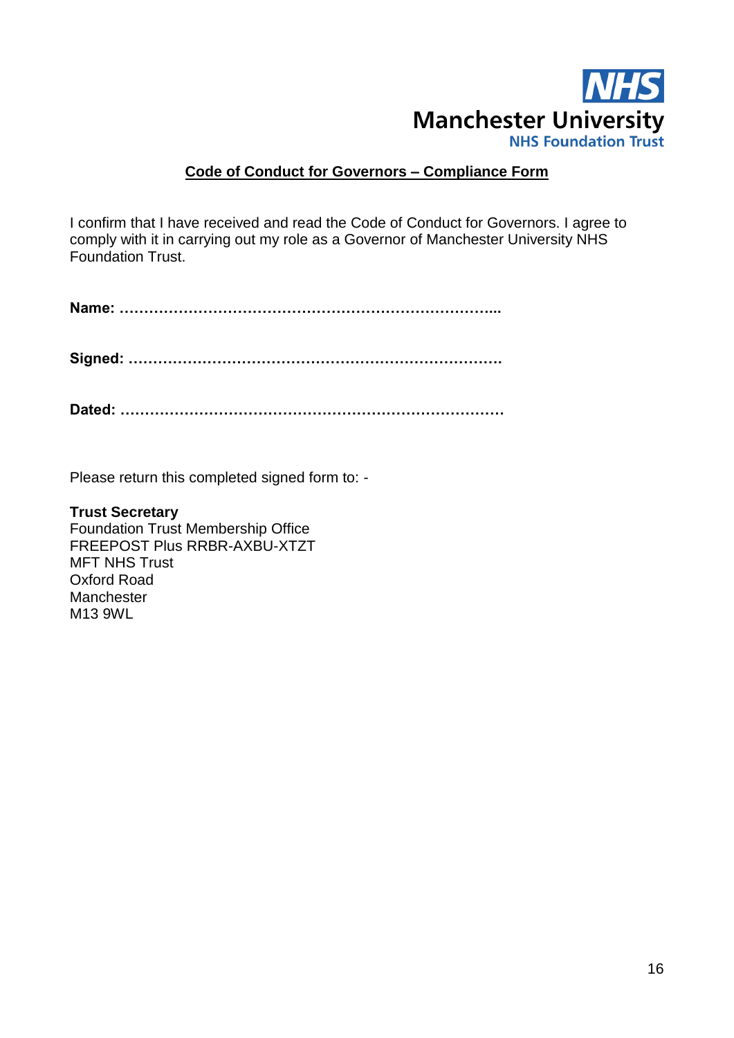NHS

Manchester University

NHS Foundation Trust

## Code of Conduct for Governors – Compliance Form

I confirm that I have received and read the Code of Conduct for Governors. I agree to comply with it in carrying out my role as a Governor of Manchester University NHS Foundation Trust.

**Name: …………………………………………………………………...**

**Signed: …………………………………………………………………**

**Dated: ……………………………………………………………………**

Please return this completed signed form to: -

**Trust Secretary**
Foundation Trust Membership Office
FREEPOST Plus RRBR-AXBU-XTZT
MFT NHS Trust
Oxford Road
Manchester
M13 9WL